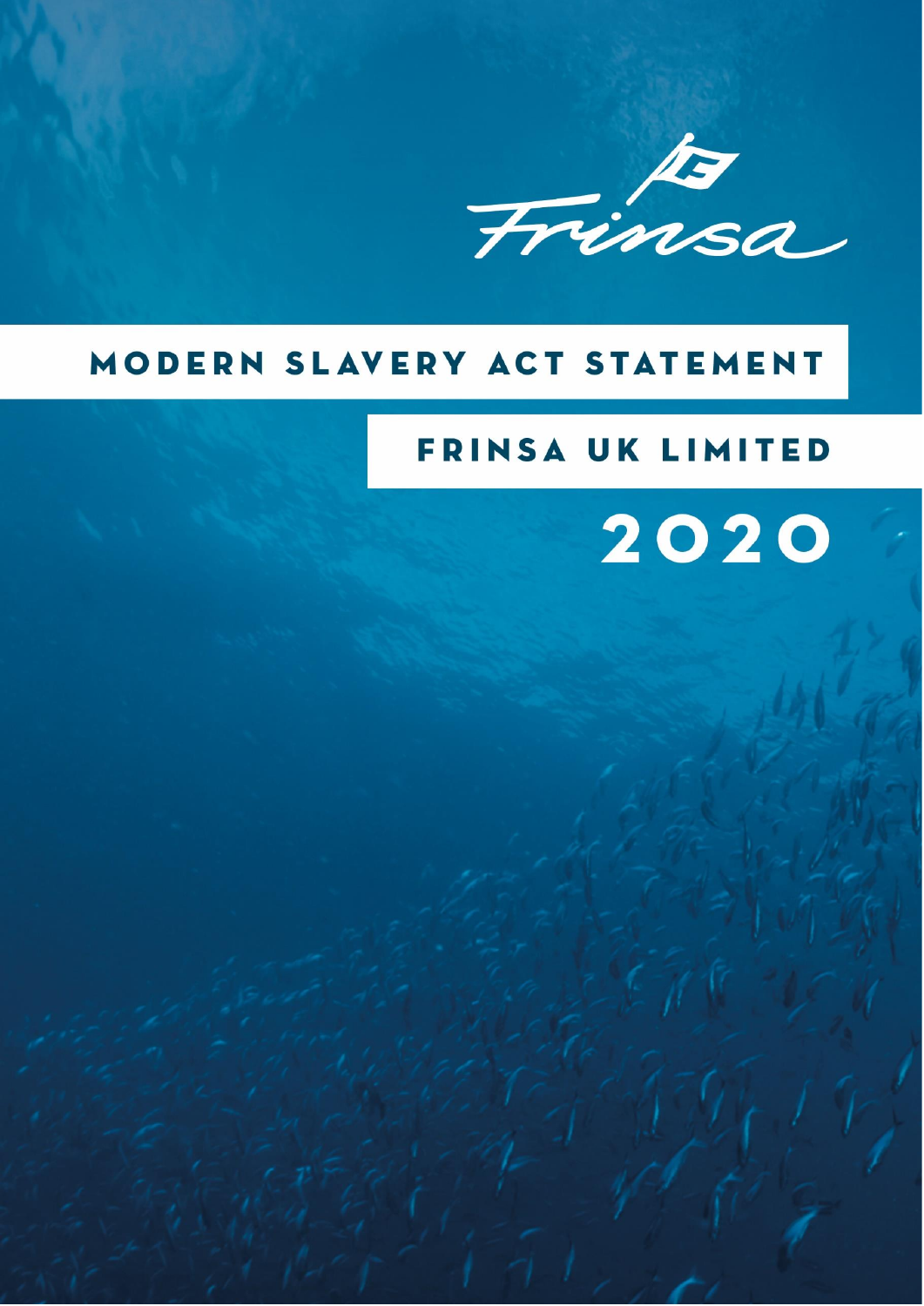Frinsa

# MODERN SLAVERY ACT STATEMENT

## FRINSA UK LIMITED

## 2020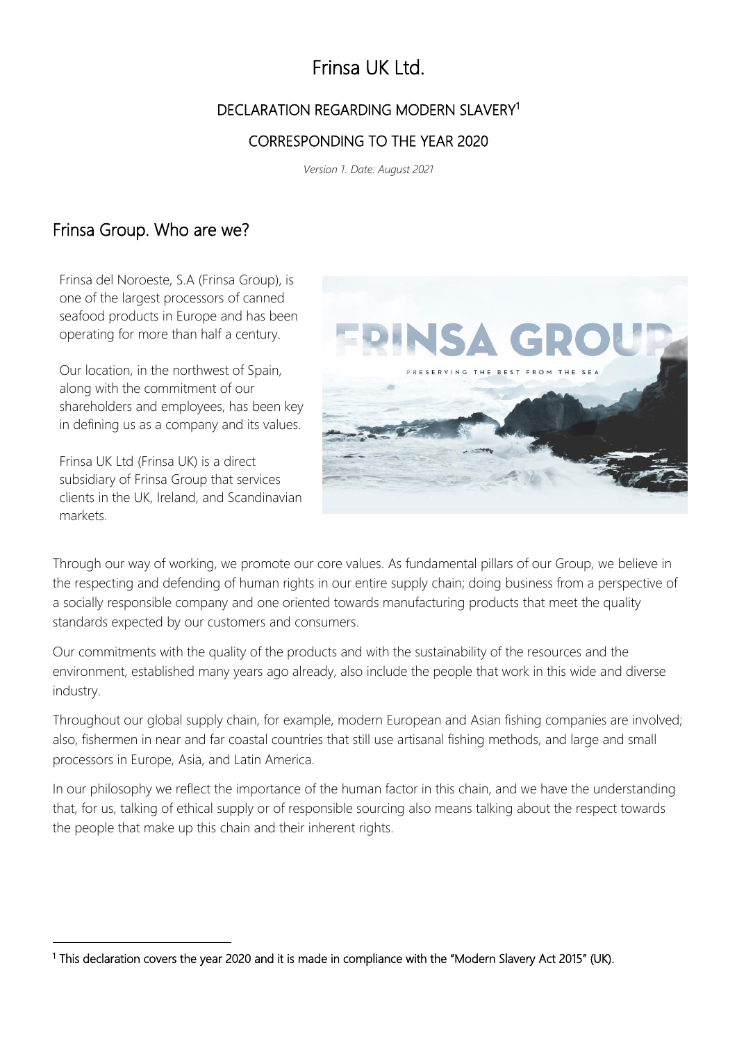# Frinsa UK Ltd.

## DECLARATION REGARDING MODERN SLAVERY[1]

## CORRESPONDING TO THE YEAR 2020

*Version 1. Date: August 2021*

## Frinsa Group. Who are we?

Frinsa del Noroeste, S.A (Frinsa Group), is one of the largest processors of canned seafood products in Europe and has been operating for more than half a century.

Our location, in the northwest of Spain, along with the commitment of our shareholders and employees, has been key in defining us as a company and its values.

Frinsa UK Ltd (Frinsa UK) is a direct subsidiary of Frinsa Group that services clients in the UK, Ireland, and Scandinavian markets.

Through our way of working, we promote our core values. As fundamental pillars of our Group, we believe in the respecting and defending of human rights in our entire supply chain; doing business from a perspective of a socially responsible company and one oriented towards manufacturing products that meet the quality standards expected by our customers and consumers.

Our commitments with the quality of the products and with the sustainability of the resources and the environment, established many years ago already, also include the people that work in this wide and diverse industry.

Throughout our global supply chain, for example, modern European and Asian fishing companies are involved; also, fishermen in near and far coastal countries that still use artisanal fishing methods, and large and small processors in Europe, Asia, and Latin America.

In our philosophy we reflect the importance of the human factor in this chain, and we have the understanding that, for us, talking of ethical supply or of responsible sourcing also means talking about the respect towards the people that make up this chain and their inherent rights.

[1] This declaration covers the year 2020 and it is made in compliance with the "Modern Slavery Act 2015" (UK).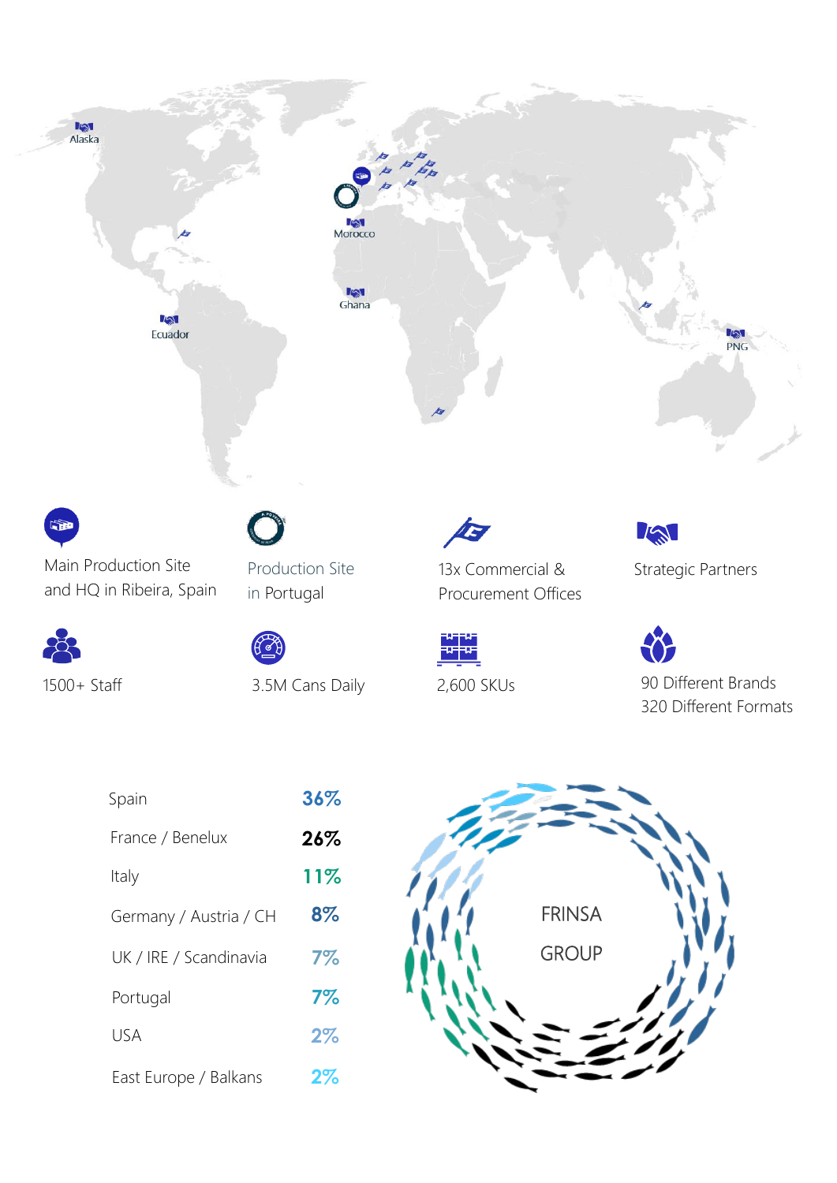Alaska

Morocco

Ghana

Ecuador

PNG

Main Production Site and HQ in Ribeira, Spain

Production Site in Portugal

13x Commercial & Procurement Offices

Strategic Partners

1500+ Staff

3.5M Cans Daily

2,600 SKUs

90 Different Brands
320 Different Formats

| | |
|---|---|
| Spain | **36%** |
| France / Benelux | **26%** |
| Italy | **11%** |
| Germany / Austria / CH | **8%** |
| UK / IRE / Scandinavia | **7%** |
| Portugal | **7%** |
| USA | **2%** |
| East Europe / Balkans | **2%** |

FRINSA GROUP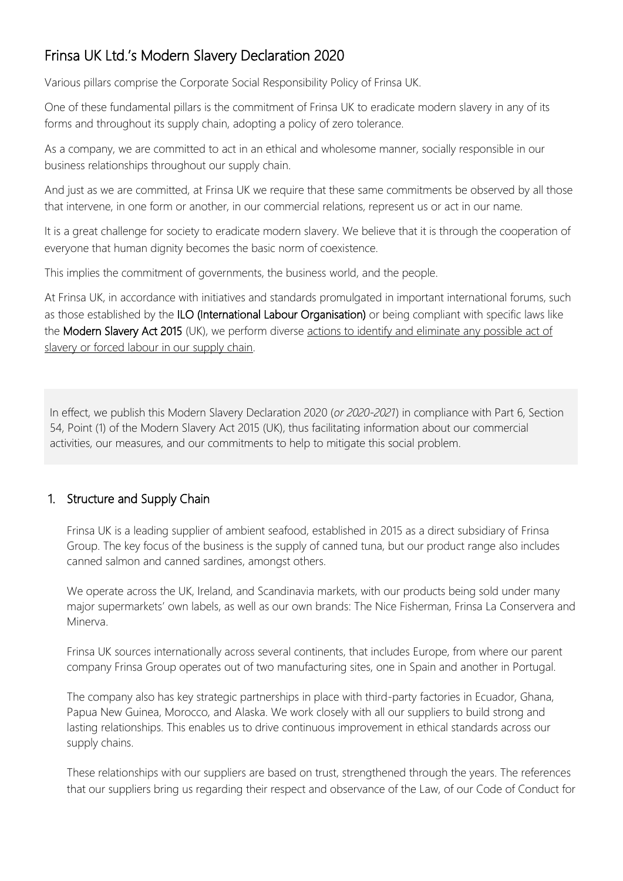# Frinsa UK Ltd.'s Modern Slavery Declaration 2020

Various pillars comprise the Corporate Social Responsibility Policy of Frinsa UK.

One of these fundamental pillars is the commitment of Frinsa UK to eradicate modern slavery in any of its forms and throughout its supply chain, adopting a policy of zero tolerance.

As a company, we are committed to act in an ethical and wholesome manner, socially responsible in our business relationships throughout our supply chain.

And just as we are committed, at Frinsa UK we require that these same commitments be observed by all those that intervene, in one form or another, in our commercial relations, represent us or act in our name.

It is a great challenge for society to eradicate modern slavery. We believe that it is through the cooperation of everyone that human dignity becomes the basic norm of coexistence.

This implies the commitment of governments, the business world, and the people.

At Frinsa UK, in accordance with initiatives and standards promulgated in important international forums, such as those established by the **ILO (International Labour Organisation)** or being compliant with specific laws like the **Modern Slavery Act 2015** (UK), we perform diverse actions to identify and eliminate any possible act of slavery or forced labour in our supply chain.

In effect, we publish this Modern Slavery Declaration 2020 (*or 2020-2021*) in compliance with Part 6, Section 54, Point (1) of the Modern Slavery Act 2015 (UK), thus facilitating information about our commercial activities, our measures, and our commitments to help to mitigate this social problem.

## 1. Structure and Supply Chain

Frinsa UK is a leading supplier of ambient seafood, established in 2015 as a direct subsidiary of Frinsa Group. The key focus of the business is the supply of canned tuna, but our product range also includes canned salmon and canned sardines, amongst others.

We operate across the UK, Ireland, and Scandinavia markets, with our products being sold under many major supermarkets' own labels, as well as our own brands: The Nice Fisherman, Frinsa La Conservera and Minerva.

Frinsa UK sources internationally across several continents, that includes Europe, from where our parent company Frinsa Group operates out of two manufacturing sites, one in Spain and another in Portugal.

The company also has key strategic partnerships in place with third-party factories in Ecuador, Ghana, Papua New Guinea, Morocco, and Alaska. We work closely with all our suppliers to build strong and lasting relationships. This enables us to drive continuous improvement in ethical standards across our supply chains.

These relationships with our suppliers are based on trust, strengthened through the years. The references that our suppliers bring us regarding their respect and observance of the Law, of our Code of Conduct for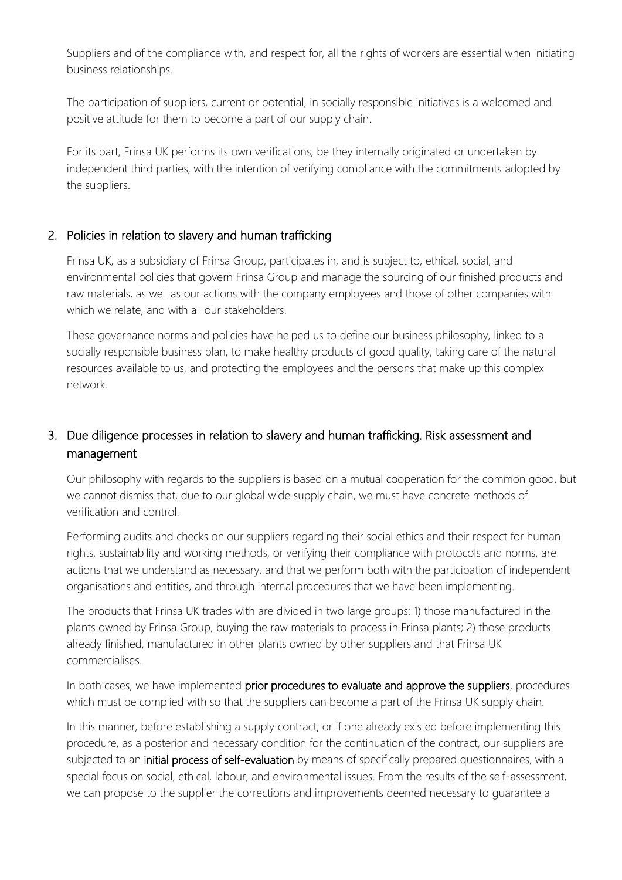Suppliers and of the compliance with, and respect for, all the rights of workers are essential when initiating business relationships.

The participation of suppliers, current or potential, in socially responsible initiatives is a welcomed and positive attitude for them to become a part of our supply chain.

For its part, Frinsa UK performs its own verifications, be they internally originated or undertaken by independent third parties, with the intention of verifying compliance with the commitments adopted by the suppliers.

## 2. Policies in relation to slavery and human trafficking

Frinsa UK, as a subsidiary of Frinsa Group, participates in, and is subject to, ethical, social, and environmental policies that govern Frinsa Group and manage the sourcing of our finished products and raw materials, as well as our actions with the company employees and those of other companies with which we relate, and with all our stakeholders.

These governance norms and policies have helped us to define our business philosophy, linked to a socially responsible business plan, to make healthy products of good quality, taking care of the natural resources available to us, and protecting the employees and the persons that make up this complex network.

## 3. Due diligence processes in relation to slavery and human trafficking. Risk assessment and management

Our philosophy with regards to the suppliers is based on a mutual cooperation for the common good, but we cannot dismiss that, due to our global wide supply chain, we must have concrete methods of verification and control.

Performing audits and checks on our suppliers regarding their social ethics and their respect for human rights, sustainability and working methods, or verifying their compliance with protocols and norms, are actions that we understand as necessary, and that we perform both with the participation of independent organisations and entities, and through internal procedures that we have been implementing.

The products that Frinsa UK trades with are divided in two large groups: 1) those manufactured in the plants owned by Frinsa Group, buying the raw materials to process in Frinsa plants; 2) those products already finished, manufactured in other plants owned by other suppliers and that Frinsa UK commercialises.

In both cases, we have implemented **prior procedures to evaluate and approve the suppliers**, procedures which must be complied with so that the suppliers can become a part of the Frinsa UK supply chain.

In this manner, before establishing a supply contract, or if one already existed before implementing this procedure, as a posterior and necessary condition for the continuation of the contract, our suppliers are subjected to an **initial process of self-evaluation** by means of specifically prepared questionnaires, with a special focus on social, ethical, labour, and environmental issues. From the results of the self-assessment, we can propose to the supplier the corrections and improvements deemed necessary to guarantee a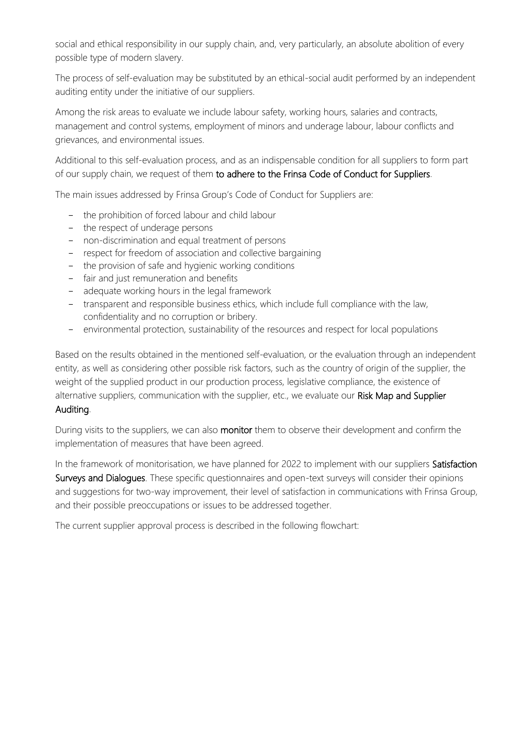social and ethical responsibility in our supply chain, and, very particularly, an absolute abolition of every possible type of modern slavery.

The process of self-evaluation may be substituted by an ethical-social audit performed by an independent auditing entity under the initiative of our suppliers.

Among the risk areas to evaluate we include labour safety, working hours, salaries and contracts, management and control systems, employment of minors and underage labour, labour conflicts and grievances, and environmental issues.

Additional to this self-evaluation process, and as an indispensable condition for all suppliers to form part of our supply chain, we request of them **to adhere to the Frinsa Code of Conduct for Suppliers**.

The main issues addressed by Frinsa Group's Code of Conduct for Suppliers are:

- the prohibition of forced labour and child labour
- the respect of underage persons
- non-discrimination and equal treatment of persons
- respect for freedom of association and collective bargaining
- the provision of safe and hygienic working conditions
- fair and just remuneration and benefits
- adequate working hours in the legal framework
- transparent and responsible business ethics, which include full compliance with the law, confidentiality and no corruption or bribery.
- environmental protection, sustainability of the resources and respect for local populations

Based on the results obtained in the mentioned self-evaluation, or the evaluation through an independent entity, as well as considering other possible risk factors, such as the country of origin of the supplier, the weight of the supplied product in our production process, legislative compliance, the existence of alternative suppliers, communication with the supplier, etc., we evaluate our **Risk Map and Supplier Auditing**.

During visits to the suppliers, we can also **monitor** them to observe their development and confirm the implementation of measures that have been agreed.

In the framework of monitorisation, we have planned for 2022 to implement with our suppliers **Satisfaction Surveys and Dialogues**. These specific questionnaires and open-text surveys will consider their opinions and suggestions for two-way improvement, their level of satisfaction in communications with Frinsa Group, and their possible preoccupations or issues to be addressed together.

The current supplier approval process is described in the following flowchart: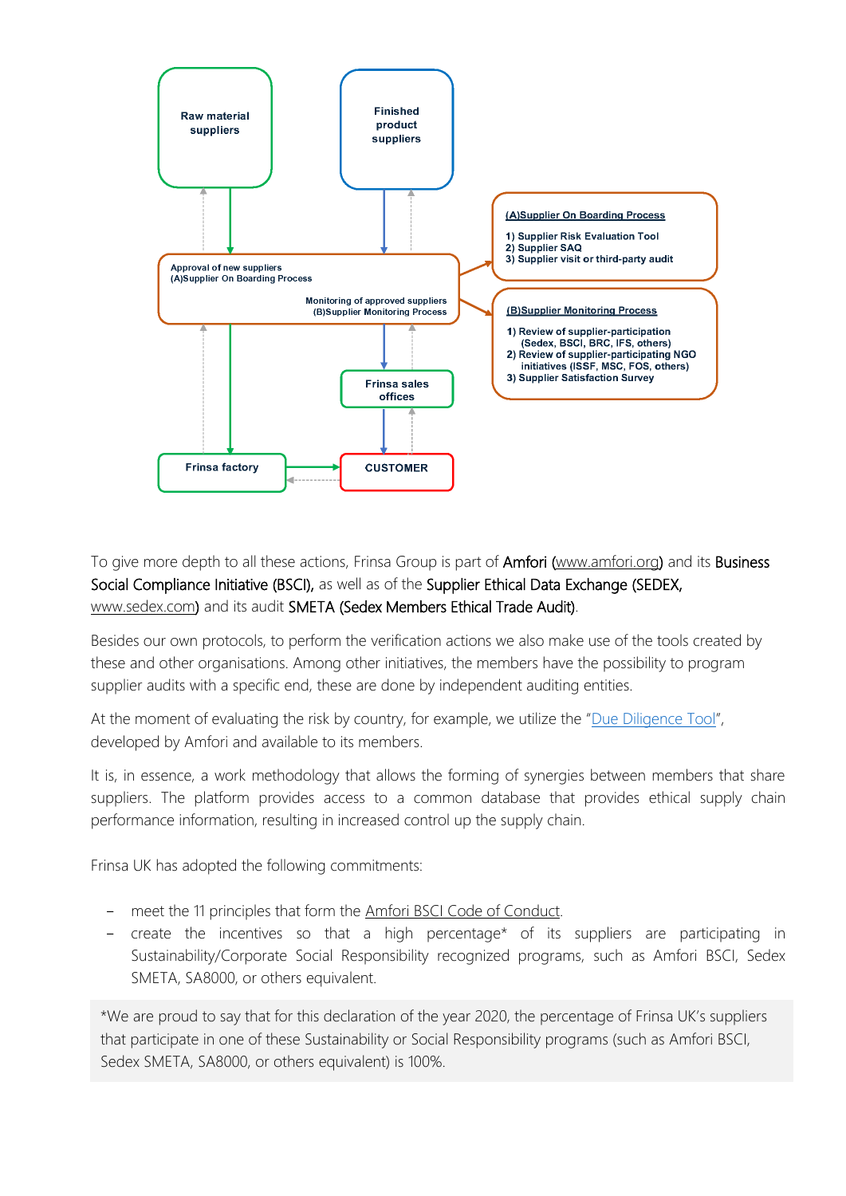Raw material suppliers

Finished product suppliers

Approval of new suppliers
(A)Supplier On Boarding Process

Monitoring of approved suppliers
(B)Supplier Monitoring Process

(A)Supplier On Boarding Process
1) Supplier Risk Evaluation Tool
2) Supplier SAQ
3) Supplier visit or third-party audit

(B)Supplier Monitoring Process
1) Review of supplier-participation (Sedex, BSCI, BRC, IFS, others)
2) Review of supplier-participating NGO initiatives (ISSF, MSC, FOS, others)
3) Supplier Satisfaction Survey

Frinsa sales offices

Frinsa factory

CUSTOMER

To give more depth to all these actions, Frinsa Group is part of Amfori (www.amfori.org) and its Business Social Compliance Initiative (BSCI), as well as of the Supplier Ethical Data Exchange (SEDEX, www.sedex.com) and its audit SMETA (Sedex Members Ethical Trade Audit).

Besides our own protocols, to perform the verification actions we also make use of the tools created by these and other organisations. Among other initiatives, the members have the possibility to program supplier audits with a specific end, these are done by independent auditing entities.

At the moment of evaluating the risk by country, for example, we utilize the "Due Diligence Tool", developed by Amfori and available to its members.

It is, in essence, a work methodology that allows the forming of synergies between members that share suppliers. The platform provides access to a common database that provides ethical supply chain performance information, resulting in increased control up the supply chain.

Frinsa UK has adopted the following commitments:

- meet the 11 principles that form the Amfori BSCI Code of Conduct.
- create the incentives so that a high percentage* of its suppliers are participating in Sustainability/Corporate Social Responsibility recognized programs, such as Amfori BSCI, Sedex SMETA, SA8000, or others equivalent.

*We are proud to say that for this declaration of the year 2020, the percentage of Frinsa UK's suppliers that participate in one of these Sustainability or Social Responsibility programs (such as Amfori BSCI, Sedex SMETA, SA8000, or others equivalent) is 100%.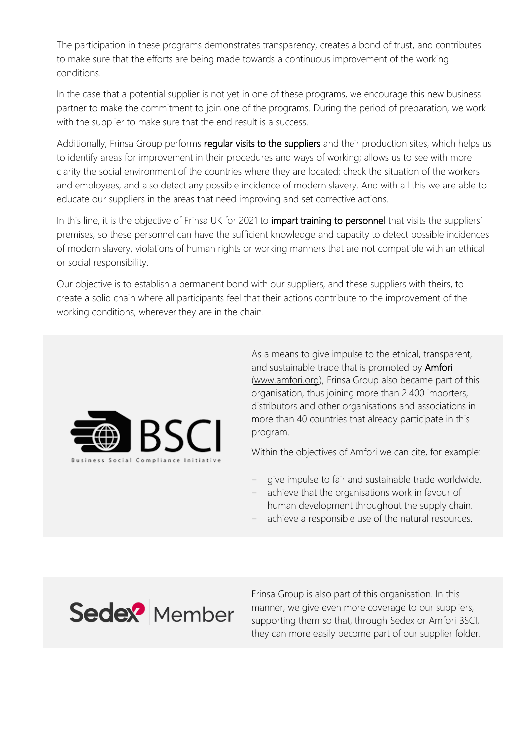The participation in these programs demonstrates transparency, creates a bond of trust, and contributes to make sure that the efforts are being made towards a continuous improvement of the working conditions.

In the case that a potential supplier is not yet in one of these programs, we encourage this new business partner to make the commitment to join one of the programs. During the period of preparation, we work with the supplier to make sure that the end result is a success.

Additionally, Frinsa Group performs regular visits to the suppliers and their production sites, which helps us to identify areas for improvement in their procedures and ways of working; allows us to see with more clarity the social environment of the countries where they are located; check the situation of the workers and employees, and also detect any possible incidence of modern slavery. And with all this we are able to educate our suppliers in the areas that need improving and set corrective actions.

In this line, it is the objective of Frinsa UK for 2021 to impart training to personnel that visits the suppliers' premises, so these personnel can have the sufficient knowledge and capacity to detect possible incidences of modern slavery, violations of human rights or working manners that are not compatible with an ethical or social responsibility.

Our objective is to establish a permanent bond with our suppliers, and these suppliers with theirs, to create a solid chain where all participants feel that their actions contribute to the improvement of the working conditions, wherever they are in the chain.

BSCI
Business Social Compliance Initiative

As a means to give impulse to the ethical, transparent, and sustainable trade that is promoted by Amfori (www.amfori.org), Frinsa Group also became part of this organisation, thus joining more than 2.400 importers, distributors and other organisations and associations in more than 40 countries that already participate in this program.

Within the objectives of Amfori we can cite, for example:

- give impulse to fair and sustainable trade worldwide.
- achieve that the organisations work in favour of human development throughout the supply chain.
- achieve a responsible use of the natural resources.

Sedex Member

Frinsa Group is also part of this organisation. In this manner, we give even more coverage to our suppliers, supporting them so that, through Sedex or Amfori BSCI, they can more easily become part of our supplier folder.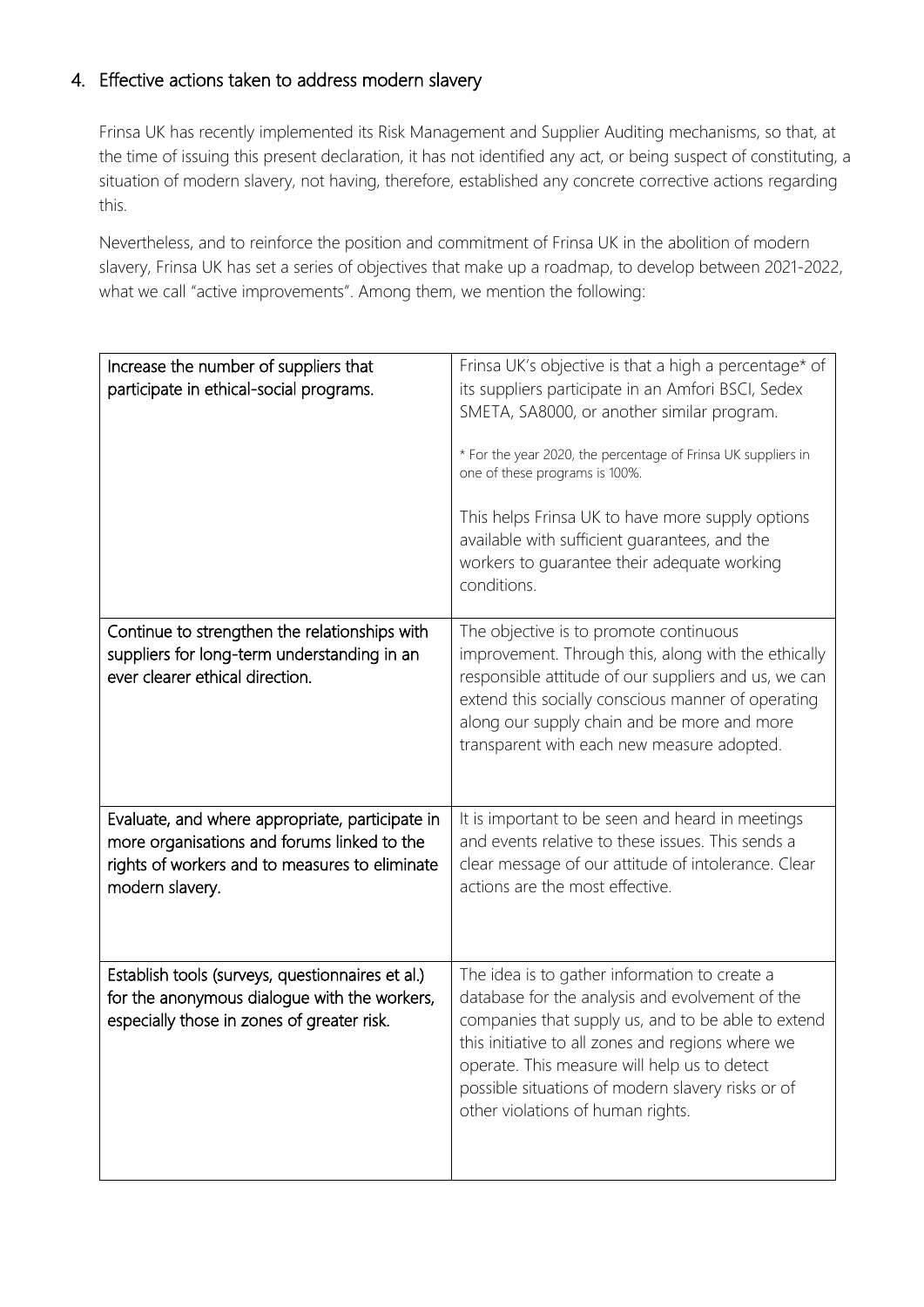## 4. Effective actions taken to address modern slavery

Frinsa UK has recently implemented its Risk Management and Supplier Auditing mechanisms, so that, at the time of issuing this present declaration, it has not identified any act, or being suspect of constituting, a situation of modern slavery, not having, therefore, established any concrete corrective actions regarding this.

Nevertheless, and to reinforce the position and commitment of Frinsa UK in the abolition of modern slavery, Frinsa UK has set a series of objectives that make up a roadmap, to develop between 2021-2022, what we call "active improvements". Among them, we mention the following:

| | |
|---|---|
| Increase the number of suppliers that participate in ethical-social programs. | Frinsa UK's objective is that a high a percentage* of its suppliers participate in an Amfori BSCI, Sedex SMETA, SA8000, or another similar program.<br><br>* For the year 2020, the percentage of Frinsa UK suppliers in one of these programs is 100%.<br><br>This helps Frinsa UK to have more supply options available with sufficient guarantees, and the workers to guarantee their adequate working conditions. |
| Continue to strengthen the relationships with suppliers for long-term understanding in an ever clearer ethical direction. | The objective is to promote continuous improvement. Through this, along with the ethically responsible attitude of our suppliers and us, we can extend this socially conscious manner of operating along our supply chain and be more and more transparent with each new measure adopted. |
| Evaluate, and where appropriate, participate in more organisations and forums linked to the rights of workers and to measures to eliminate modern slavery. | It is important to be seen and heard in meetings and events relative to these issues. This sends a clear message of our attitude of intolerance. Clear actions are the most effective. |
| Establish tools (surveys, questionnaires et al.) for the anonymous dialogue with the workers, especially those in zones of greater risk. | The idea is to gather information to create a database for the analysis and evolvement of the companies that supply us, and to be able to extend this initiative to all zones and regions where we operate. This measure will help us to detect possible situations of modern slavery risks or of other violations of human rights. |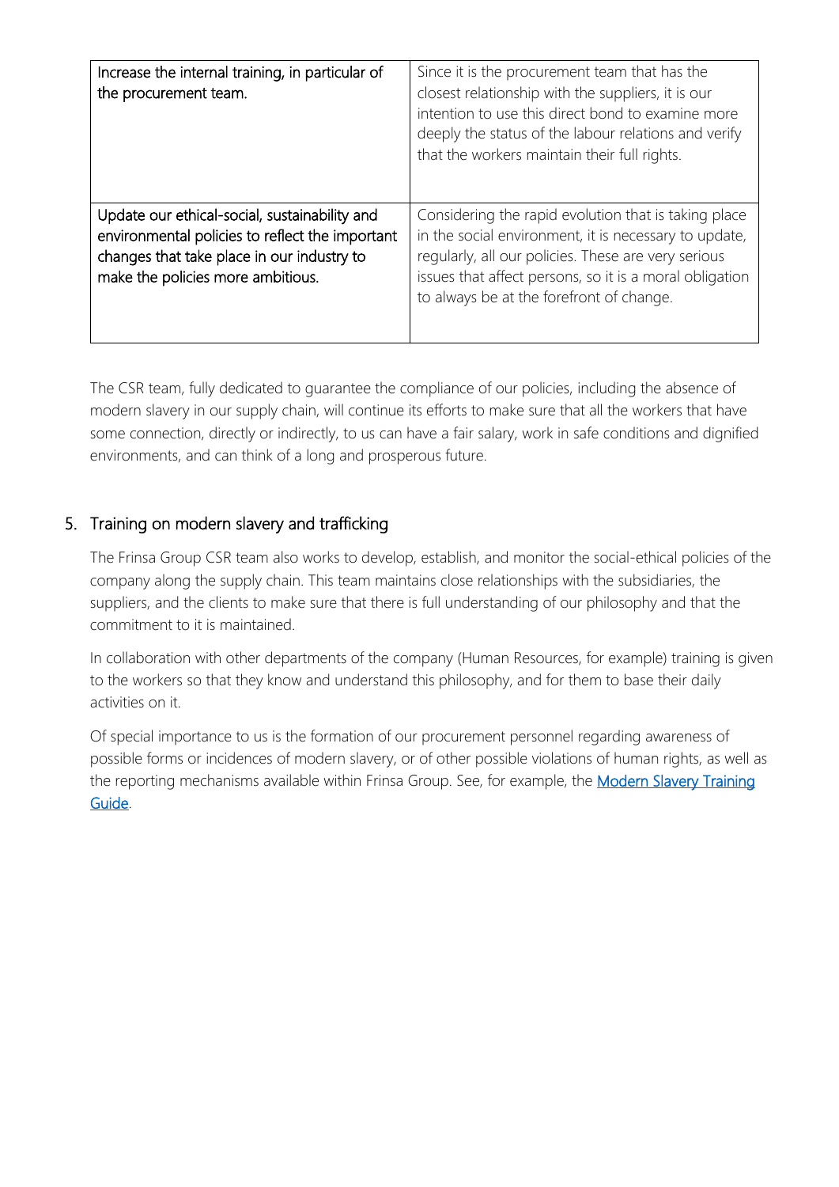| Increase the internal training, in particular of the procurement team. | Since it is the procurement team that has the closest relationship with the suppliers, it is our intention to use this direct bond to examine more deeply the status of the labour relations and verify that the workers maintain their full rights. |
|---|---|
| Update our ethical-social, sustainability and environmental policies to reflect the important changes that take place in our industry to make the policies more ambitious. | Considering the rapid evolution that is taking place in the social environment, it is necessary to update, regularly, all our policies. These are very serious issues that affect persons, so it is a moral obligation to always be at the forefront of change. |

The CSR team, fully dedicated to guarantee the compliance of our policies, including the absence of modern slavery in our supply chain, will continue its efforts to make sure that all the workers that have some connection, directly or indirectly, to us can have a fair salary, work in safe conditions and dignified environments, and can think of a long and prosperous future.

## 5. Training on modern slavery and trafficking

The Frinsa Group CSR team also works to develop, establish, and monitor the social-ethical policies of the company along the supply chain. This team maintains close relationships with the subsidiaries, the suppliers, and the clients to make sure that there is full understanding of our philosophy and that the commitment to it is maintained.

In collaboration with other departments of the company (Human Resources, for example) training is given to the workers so that they know and understand this philosophy, and for them to base their daily activities on it.

Of special importance to us is the formation of our procurement personnel regarding awareness of possible forms or incidences of modern slavery, or of other possible violations of human rights, as well as the reporting mechanisms available within Frinsa Group. See, for example, the Modern Slavery Training Guide.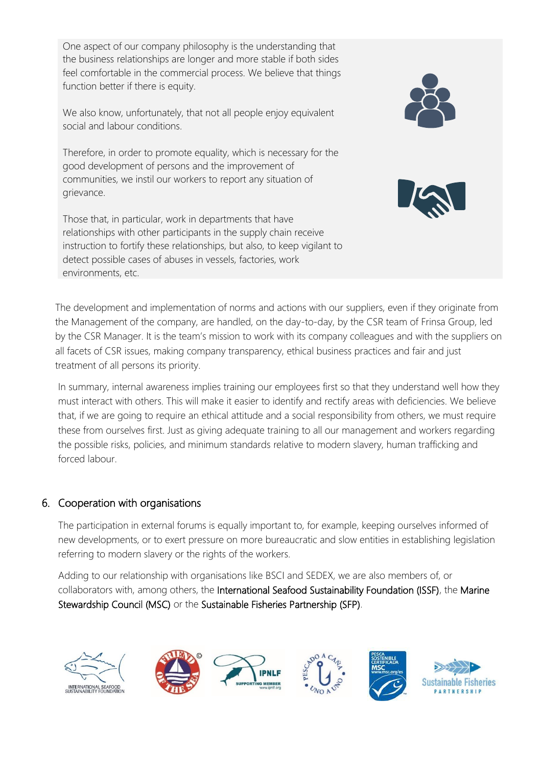One aspect of our company philosophy is the understanding that the business relationships are longer and more stable if both sides feel comfortable in the commercial process. We believe that things function better if there is equity.

We also know, unfortunately, that not all people enjoy equivalent social and labour conditions.

Therefore, in order to promote equality, which is necessary for the good development of persons and the improvement of communities, we instil our workers to report any situation of grievance.

Those that, in particular, work in departments that have relationships with other participants in the supply chain receive instruction to fortify these relationships, but also, to keep vigilant to detect possible cases of abuses in vessels, factories, work environments, etc.

The development and implementation of norms and actions with our suppliers, even if they originate from the Management of the company, are handled, on the day-to-day, by the CSR team of Frinsa Group, led by the CSR Manager. It is the team's mission to work with its company colleagues and with the suppliers on all facets of CSR issues, making company transparency, ethical business practices and fair and just treatment of all persons its priority.

In summary, internal awareness implies training our employees first so that they understand well how they must interact with others. This will make it easier to identify and rectify areas with deficiencies. We believe that, if we are going to require an ethical attitude and a social responsibility from others, we must require these from ourselves first. Just as giving adequate training to all our management and workers regarding the possible risks, policies, and minimum standards relative to modern slavery, human trafficking and forced labour.

## 6. Cooperation with organisations

The participation in external forums is equally important to, for example, keeping ourselves informed of new developments, or to exert pressure on more bureaucratic and slow entities in establishing legislation referring to modern slavery or the rights of the workers.

Adding to our relationship with organisations like BSCI and SEDEX, we are also members of, or collaborators with, among others, the International Seafood Sustainability Foundation (ISSF), the Marine Stewardship Council (MSC) or the Sustainable Fisheries Partnership (SFP).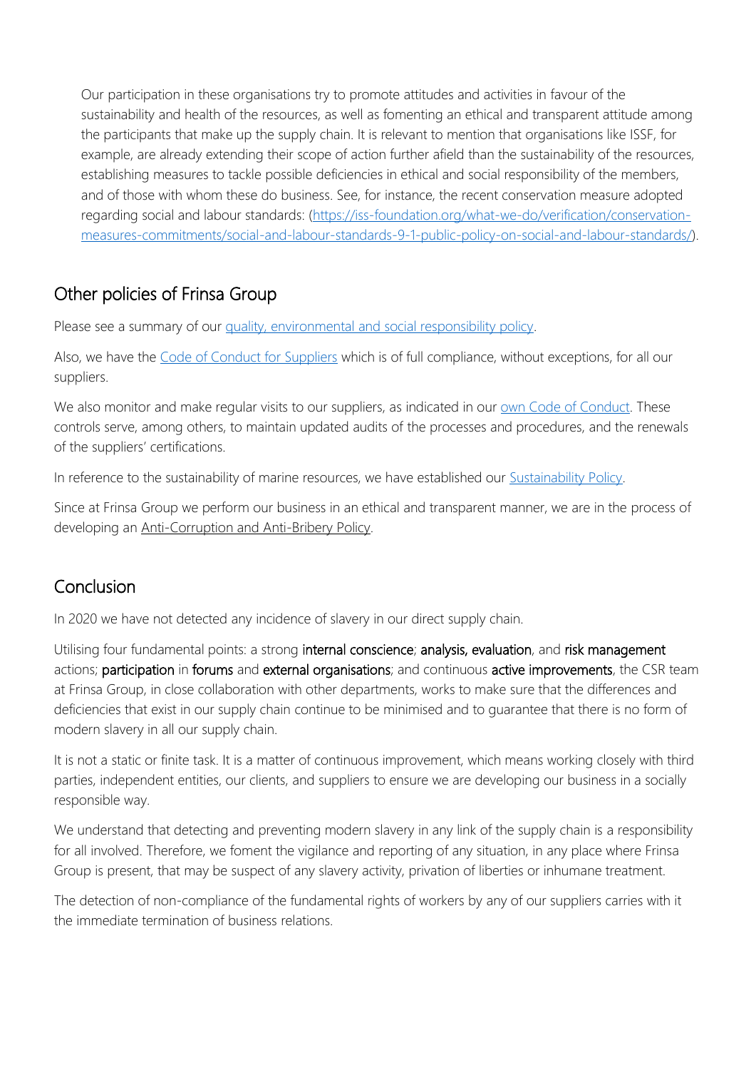Our participation in these organisations try to promote attitudes and activities in favour of the sustainability and health of the resources, as well as fomenting an ethical and transparent attitude among the participants that make up the supply chain. It is relevant to mention that organisations like ISSF, for example, are already extending their scope of action further afield than the sustainability of the resources, establishing measures to tackle possible deficiencies in ethical and social responsibility of the members, and of those with whom these do business. See, for instance, the recent conservation measure adopted regarding social and labour standards: (https://iss-foundation.org/what-we-do/verification/conservation-measures-commitments/social-and-labour-standards-9-1-public-policy-on-social-and-labour-standards/).

## Other policies of Frinsa Group

Please see a summary of our quality, environmental and social responsibility policy.

Also, we have the Code of Conduct for Suppliers which is of full compliance, without exceptions, for all our suppliers.

We also monitor and make regular visits to our suppliers, as indicated in our own Code of Conduct. These controls serve, among others, to maintain updated audits of the processes and procedures, and the renewals of the suppliers' certifications.

In reference to the sustainability of marine resources, we have established our Sustainability Policy.

Since at Frinsa Group we perform our business in an ethical and transparent manner, we are in the process of developing an Anti-Corruption and Anti-Bribery Policy.

## Conclusion

In 2020 we have not detected any incidence of slavery in our direct supply chain.

Utilising four fundamental points: a strong **internal conscience**; **analysis, evaluation**, and **risk management** actions; **participation** in **forums** and **external organisations**; and continuous **active improvements**, the CSR team at Frinsa Group, in close collaboration with other departments, works to make sure that the differences and deficiencies that exist in our supply chain continue to be minimised and to guarantee that there is no form of modern slavery in all our supply chain.

It is not a static or finite task. It is a matter of continuous improvement, which means working closely with third parties, independent entities, our clients, and suppliers to ensure we are developing our business in a socially responsible way.

We understand that detecting and preventing modern slavery in any link of the supply chain is a responsibility for all involved. Therefore, we foment the vigilance and reporting of any situation, in any place where Frinsa Group is present, that may be suspect of any slavery activity, privation of liberties or inhumane treatment.

The detection of non-compliance of the fundamental rights of workers by any of our suppliers carries with it the immediate termination of business relations.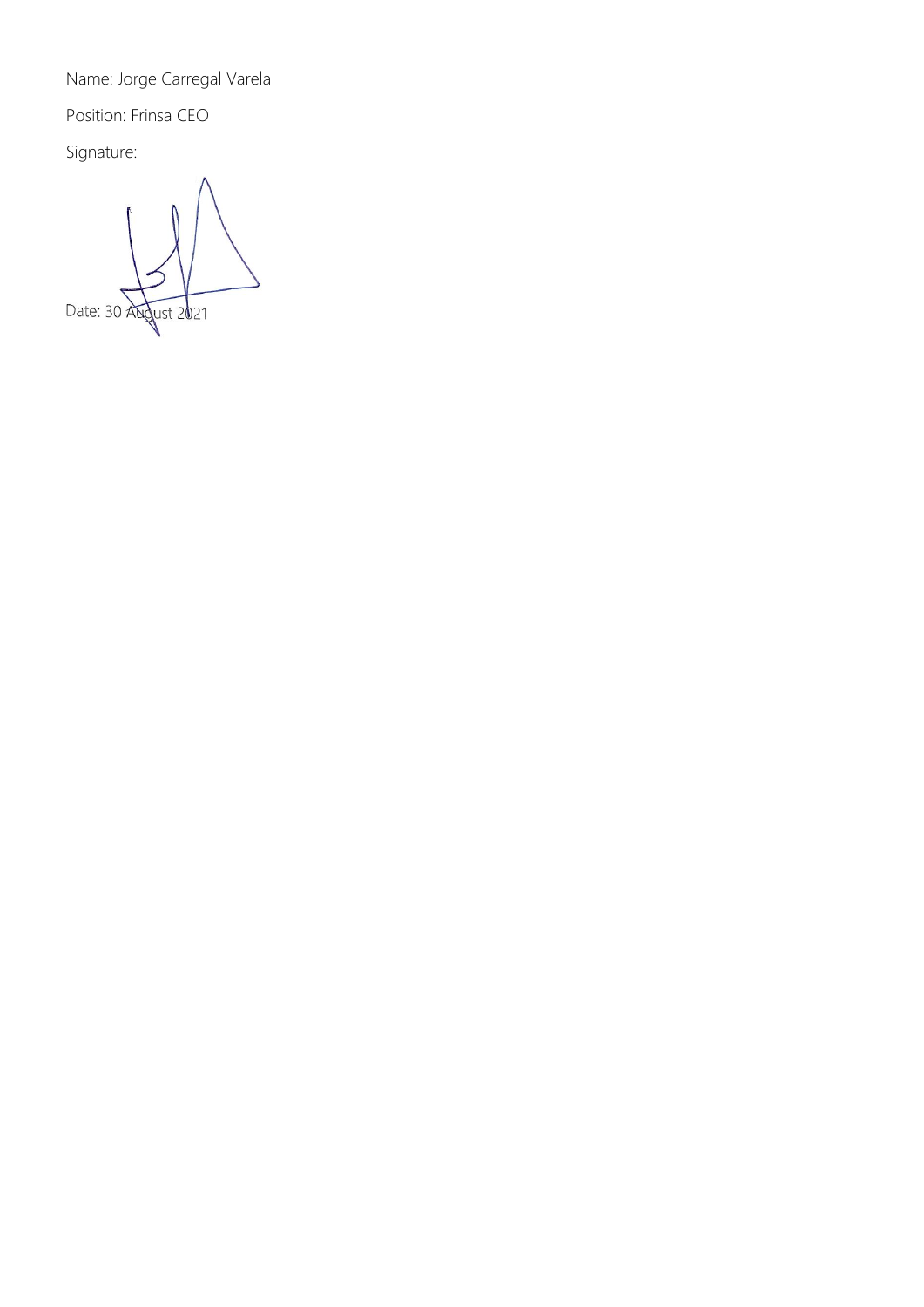Name: Jorge Carregal Varela

Position: Frinsa CEO

Signature:

Date: 30 August 2021